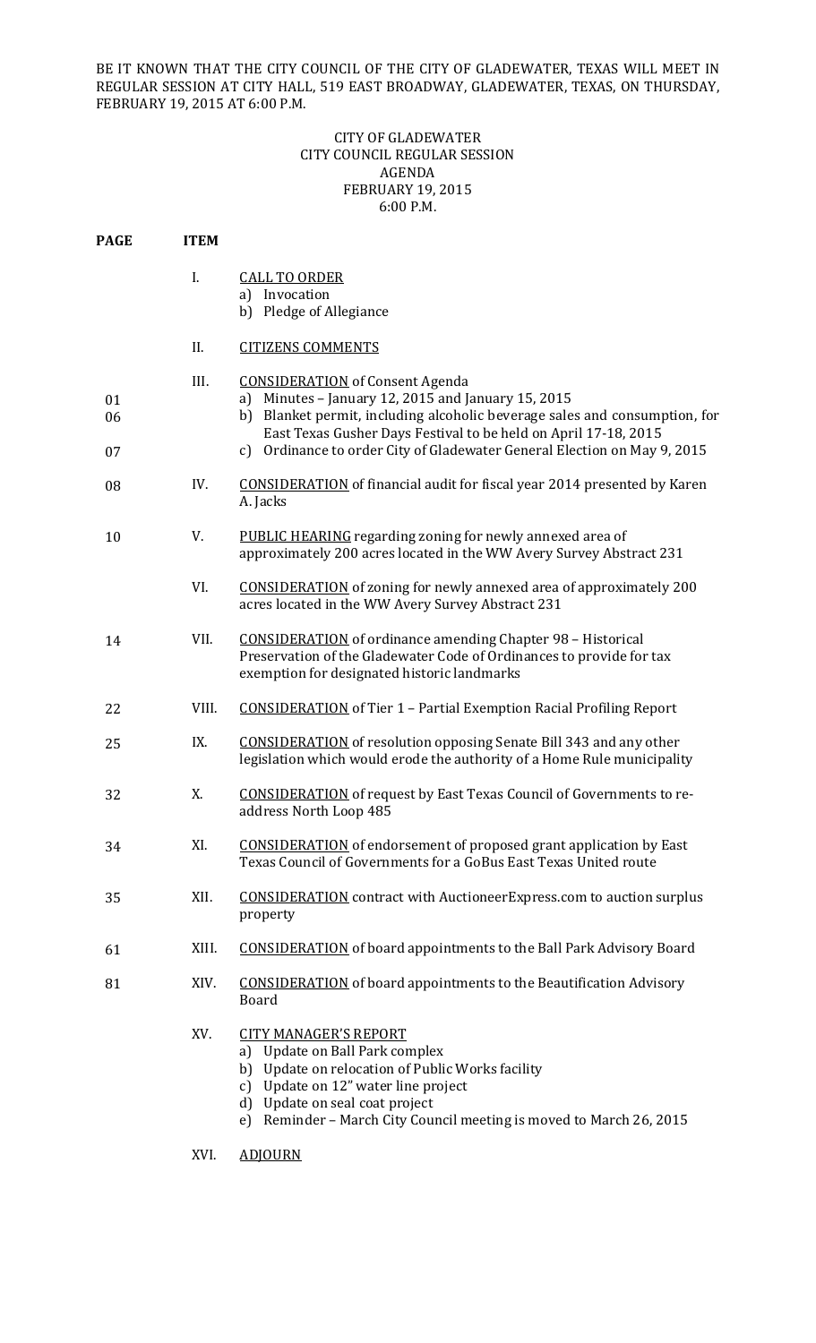BE IT KNOWN THAT THE CITY COUNCIL OF THE CITY OF GLADEWATER, TEXAS WILL MEET IN REGULAR SESSION AT CITY HALL, 519 EAST BROADWAY, GLADEWATER, TEXAS, ON THURSDAY, FEBRUARY 19, 2015 AT 6:00 P.M.

CITY OF GLADEWATER
CITY COUNCIL REGULAR SESSION
AGENDA
FEBRUARY 19, 2015
6:00 P.M.

| PAGE | ITEM | |
|---|---|---|
| | I. | CALL TO ORDER<br>a) Invocation<br>b) Pledge of Allegiance |
| | II. | CITIZENS COMMENTS |
| | III. | CONSIDERATION of Consent Agenda |
| 01 | | a) Minutes – January 12, 2015 and January 15, 2015 |
| 06 | | b) Blanket permit, including alcoholic beverage sales and consumption, for East Texas Gusher Days Festival to be held on April 17-18, 2015 |
| 07 | | c) Ordinance to order City of Gladewater General Election on May 9, 2015 |
| 08 | IV. | CONSIDERATION of financial audit for fiscal year 2014 presented by Karen A. Jacks |
| 10 | V. | PUBLIC HEARING regarding zoning for newly annexed area of approximately 200 acres located in the WW Avery Survey Abstract 231 |
| | VI. | CONSIDERATION of zoning for newly annexed area of approximately 200 acres located in the WW Avery Survey Abstract 231 |
| 14 | VII. | CONSIDERATION of ordinance amending Chapter 98 – Historical Preservation of the Gladewater Code of Ordinances to provide for tax exemption for designated historic landmarks |
| 22 | VIII. | CONSIDERATION of Tier 1 – Partial Exemption Racial Profiling Report |
| 25 | IX. | CONSIDERATION of resolution opposing Senate Bill 343 and any other legislation which would erode the authority of a Home Rule municipality |
| 32 | X. | CONSIDERATION of request by East Texas Council of Governments to re-address North Loop 485 |
| 34 | XI. | CONSIDERATION of endorsement of proposed grant application by East Texas Council of Governments for a GoBus East Texas United route |
| 35 | XII. | CONSIDERATION contract with AuctioneerExpress.com to auction surplus property |
| 61 | XIII. | CONSIDERATION of board appointments to the Ball Park Advisory Board |
| 81 | XIV. | CONSIDERATION of board appointments to the Beautification Advisory Board |
| | XV. | CITY MANAGER'S REPORT<br>a) Update on Ball Park complex<br>b) Update on relocation of Public Works facility<br>c) Update on 12" water line project<br>d) Update on seal coat project<br>e) Reminder – March City Council meeting is moved to March 26, 2015 |
| | XVI. | ADJOURN |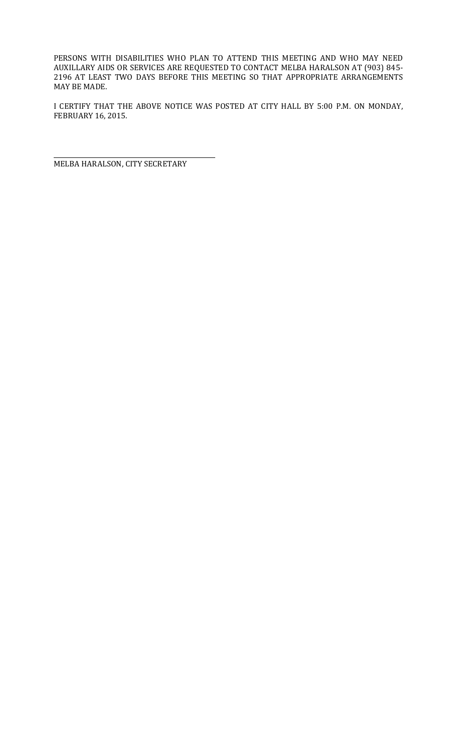PERSONS WITH DISABILITIES WHO PLAN TO ATTEND THIS MEETING AND WHO MAY NEED AUXILLARY AIDS OR SERVICES ARE REQUESTED TO CONTACT MELBA HARALSON AT (903) 845-2196 AT LEAST TWO DAYS BEFORE THIS MEETING SO THAT APPROPRIATE ARRANGEMENTS MAY BE MADE.

I CERTIFY THAT THE ABOVE NOTICE WAS POSTED AT CITY HALL BY 5:00 P.M. ON MONDAY, FEBRUARY 16, 2015.

\_\_\_\_\_\_\_\_\_\_\_\_\_\_\_\_\_\_\_\_\_\_\_\_\_\_\_\_\_\_\_\_\_\_\_\_\_\_\_\_

MELBA HARALSON, CITY SECRETARY